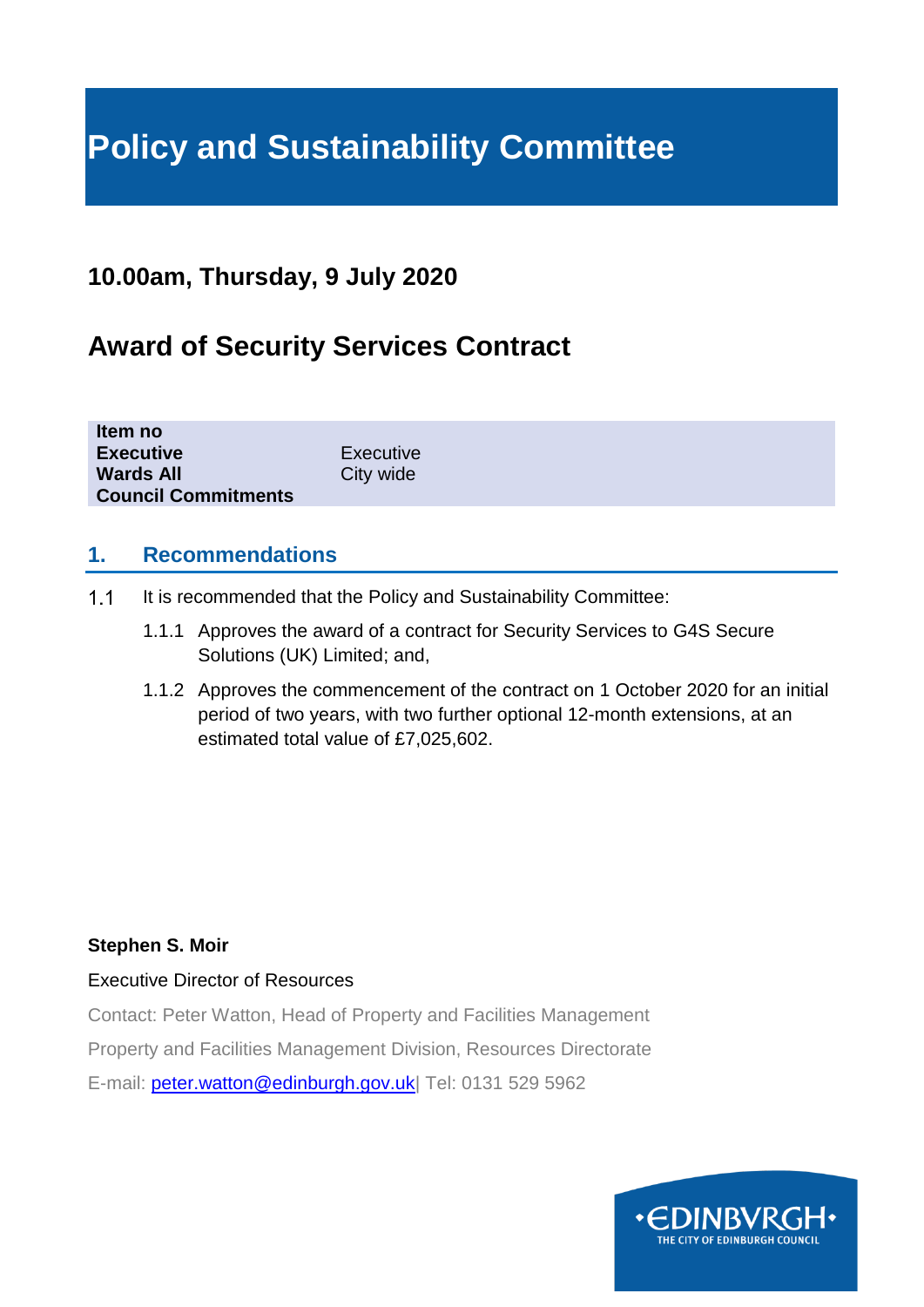# Policy and Sustainability Committee

## 10.00am, Thursday, 9 July 2020

## Award of Security Services Contract

| | |
|---|---|
| **Item no** | |
| **Executive** | Executive |
| **Wards All** | City wide |
| **Council Commitments** | |

## 1. Recommendations

1.1 It is recommended that the Policy and Sustainability Committee:

1.1.1 Approves the award of a contract for Security Services to G4S Secure Solutions (UK) Limited; and,

1.1.2 Approves the commencement of the contract on 1 October 2020 for an initial period of two years, with two further optional 12-month extensions, at an estimated total value of £7,025,602.

**Stephen S. Moir**

Executive Director of Resources

Contact: Peter Watton, Head of Property and Facilities Management

Property and Facilities Management Division, Resources Directorate

E-mail: peter.watton@edinburgh.gov.uk| Tel: 0131 529 5962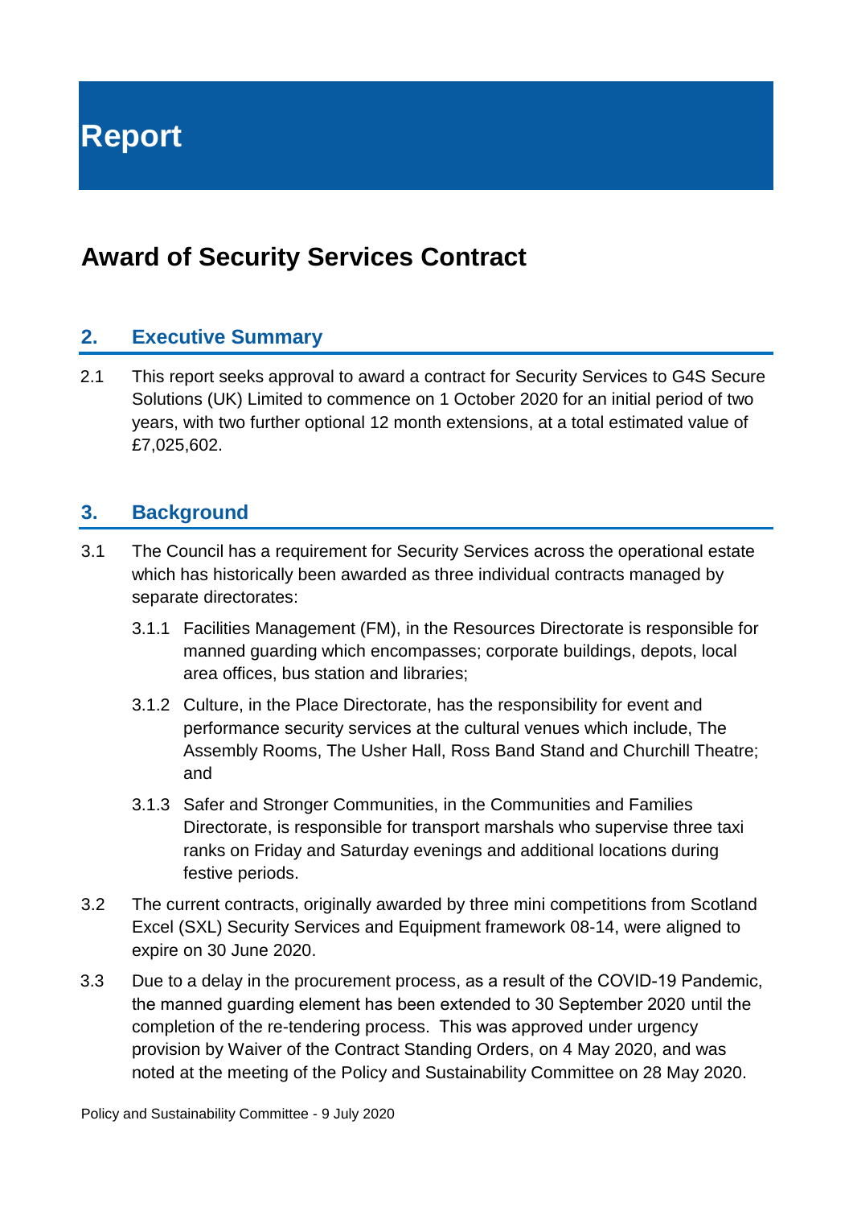# Report

## Award of Security Services Contract

### 2. Executive Summary

2.1 This report seeks approval to award a contract for Security Services to G4S Secure Solutions (UK) Limited to commence on 1 October 2020 for an initial period of two years, with two further optional 12 month extensions, at a total estimated value of £7,025,602.

### 3. Background

3.1 The Council has a requirement for Security Services across the operational estate which has historically been awarded as three individual contracts managed by separate directorates:

3.1.1 Facilities Management (FM), in the Resources Directorate is responsible for manned guarding which encompasses; corporate buildings, depots, local area offices, bus station and libraries;

3.1.2 Culture, in the Place Directorate, has the responsibility for event and performance security services at the cultural venues which include, The Assembly Rooms, The Usher Hall, Ross Band Stand and Churchill Theatre; and

3.1.3 Safer and Stronger Communities, in the Communities and Families Directorate, is responsible for transport marshals who supervise three taxi ranks on Friday and Saturday evenings and additional locations during festive periods.

3.2 The current contracts, originally awarded by three mini competitions from Scotland Excel (SXL) Security Services and Equipment framework 08-14, were aligned to expire on 30 June 2020.

3.3 Due to a delay in the procurement process, as a result of the COVID-19 Pandemic, the manned guarding element has been extended to 30 September 2020 until the completion of the re-tendering process. This was approved under urgency provision by Waiver of the Contract Standing Orders, on 4 May 2020, and was noted at the meeting of the Policy and Sustainability Committee on 28 May 2020.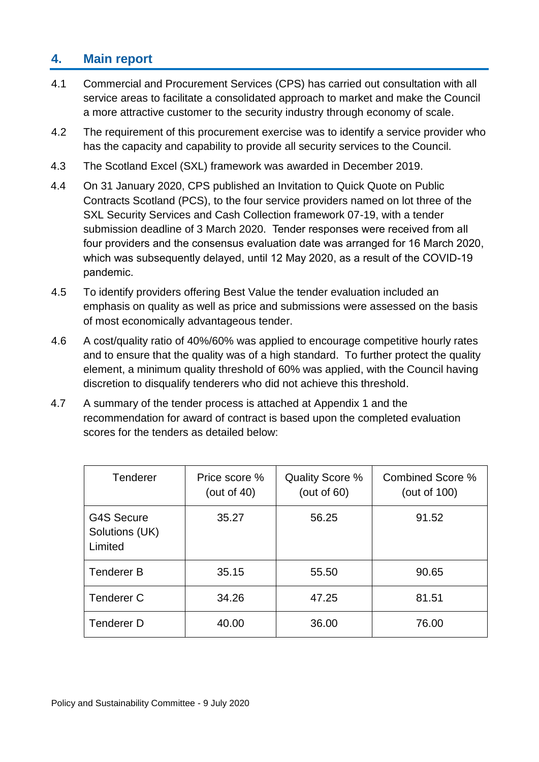## 4. Main report

4.1 Commercial and Procurement Services (CPS) has carried out consultation with all service areas to facilitate a consolidated approach to market and make the Council a more attractive customer to the security industry through economy of scale.

4.2 The requirement of this procurement exercise was to identify a service provider who has the capacity and capability to provide all security services to the Council.

4.3 The Scotland Excel (SXL) framework was awarded in December 2019.

4.4 On 31 January 2020, CPS published an Invitation to Quick Quote on Public Contracts Scotland (PCS), to the four service providers named on lot three of the SXL Security Services and Cash Collection framework 07-19, with a tender submission deadline of 3 March 2020. Tender responses were received from all four providers and the consensus evaluation date was arranged for 16 March 2020, which was subsequently delayed, until 12 May 2020, as a result of the COVID-19 pandemic.

4.5 To identify providers offering Best Value the tender evaluation included an emphasis on quality as well as price and submissions were assessed on the basis of most economically advantageous tender.

4.6 A cost/quality ratio of 40%/60% was applied to encourage competitive hourly rates and to ensure that the quality was of a high standard. To further protect the quality element, a minimum quality threshold of 60% was applied, with the Council having discretion to disqualify tenderers who did not achieve this threshold.

4.7 A summary of the tender process is attached at Appendix 1 and the recommendation for award of contract is based upon the completed evaluation scores for the tenders as detailed below:

| Tenderer | Price score % (out of 40) | Quality Score % (out of 60) | Combined Score % (out of 100) |
|---|---|---|---|
| G4S Secure Solutions (UK) Limited | 35.27 | 56.25 | 91.52 |
| Tenderer B | 35.15 | 55.50 | 90.65 |
| Tenderer C | 34.26 | 47.25 | 81.51 |
| Tenderer D | 40.00 | 36.00 | 76.00 |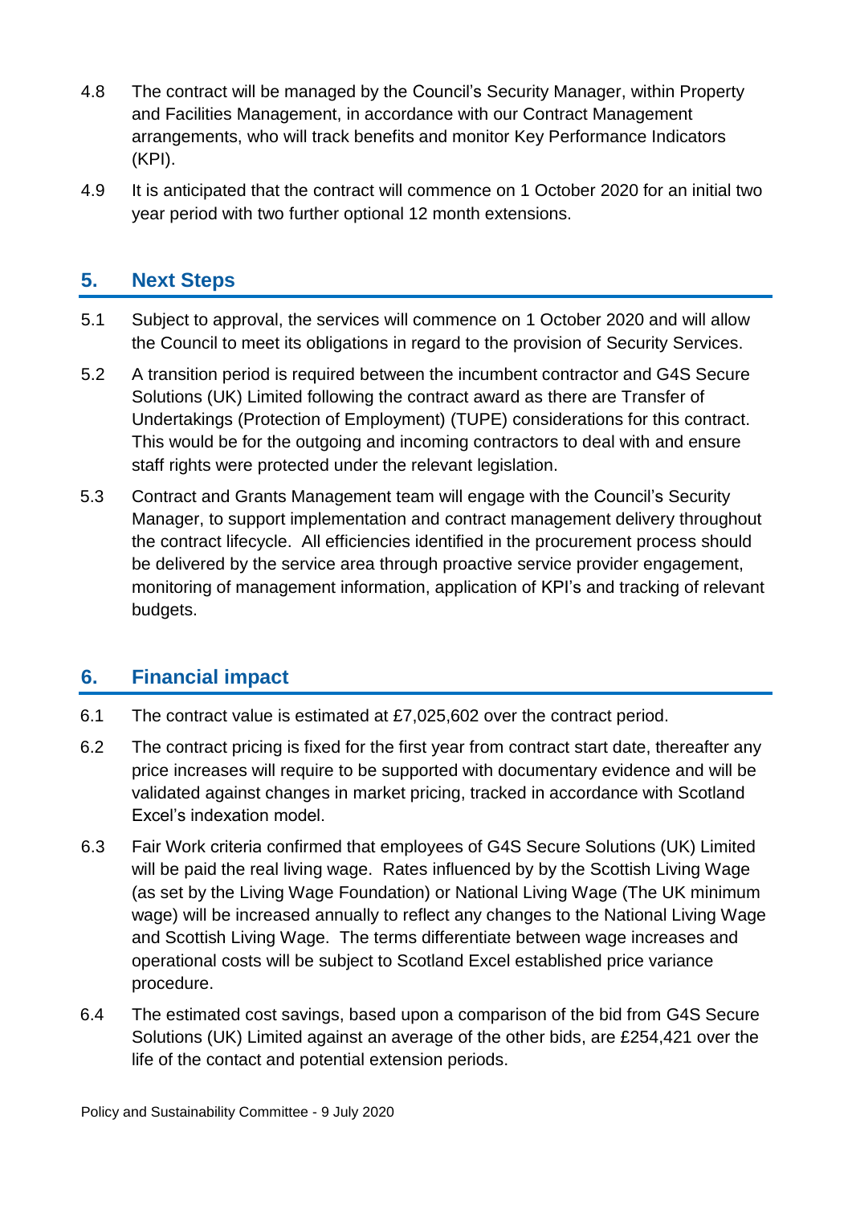4.8 The contract will be managed by the Council's Security Manager, within Property and Facilities Management, in accordance with our Contract Management arrangements, who will track benefits and monitor Key Performance Indicators (KPI).

4.9 It is anticipated that the contract will commence on 1 October 2020 for an initial two year period with two further optional 12 month extensions.

## 5. Next Steps

5.1 Subject to approval, the services will commence on 1 October 2020 and will allow the Council to meet its obligations in regard to the provision of Security Services.

5.2 A transition period is required between the incumbent contractor and G4S Secure Solutions (UK) Limited following the contract award as there are Transfer of Undertakings (Protection of Employment) (TUPE) considerations for this contract. This would be for the outgoing and incoming contractors to deal with and ensure staff rights were protected under the relevant legislation.

5.3 Contract and Grants Management team will engage with the Council's Security Manager, to support implementation and contract management delivery throughout the contract lifecycle. All efficiencies identified in the procurement process should be delivered by the service area through proactive service provider engagement, monitoring of management information, application of KPI's and tracking of relevant budgets.

## 6. Financial impact

6.1 The contract value is estimated at £7,025,602 over the contract period.

6.2 The contract pricing is fixed for the first year from contract start date, thereafter any price increases will require to be supported with documentary evidence and will be validated against changes in market pricing, tracked in accordance with Scotland Excel's indexation model.

6.3 Fair Work criteria confirmed that employees of G4S Secure Solutions (UK) Limited will be paid the real living wage. Rates influenced by by the Scottish Living Wage (as set by the Living Wage Foundation) or National Living Wage (The UK minimum wage) will be increased annually to reflect any changes to the National Living Wage and Scottish Living Wage. The terms differentiate between wage increases and operational costs will be subject to Scotland Excel established price variance procedure.

6.4 The estimated cost savings, based upon a comparison of the bid from G4S Secure Solutions (UK) Limited against an average of the other bids, are £254,421 over the life of the contact and potential extension periods.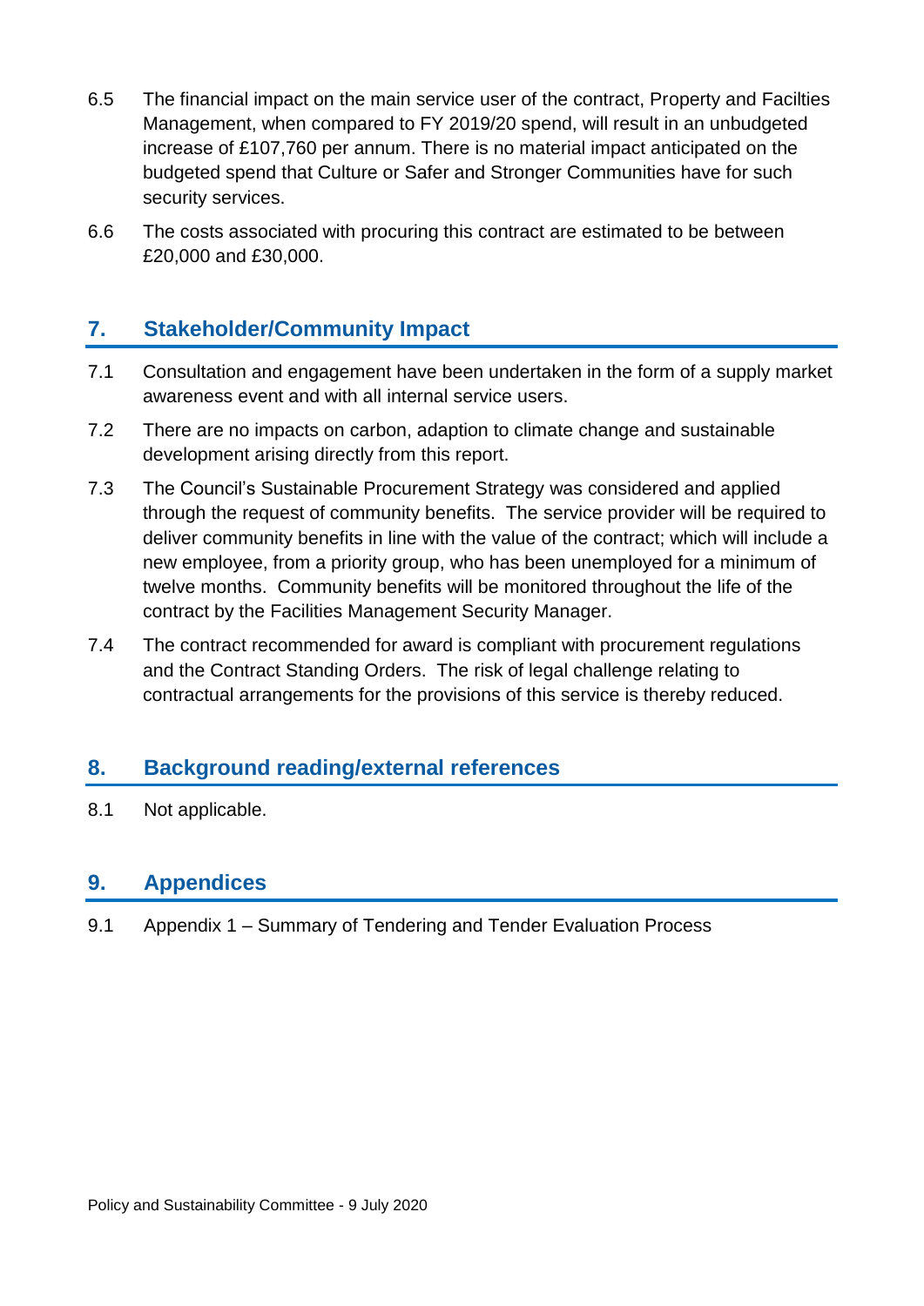6.5 The financial impact on the main service user of the contract, Property and Facilties Management, when compared to FY 2019/20 spend, will result in an unbudgeted increase of £107,760 per annum. There is no material impact anticipated on the budgeted spend that Culture or Safer and Stronger Communities have for such security services.

6.6 The costs associated with procuring this contract are estimated to be between £20,000 and £30,000.

## 7. Stakeholder/Community Impact

7.1 Consultation and engagement have been undertaken in the form of a supply market awareness event and with all internal service users.

7.2 There are no impacts on carbon, adaption to climate change and sustainable development arising directly from this report.

7.3 The Council's Sustainable Procurement Strategy was considered and applied through the request of community benefits. The service provider will be required to deliver community benefits in line with the value of the contract; which will include a new employee, from a priority group, who has been unemployed for a minimum of twelve months. Community benefits will be monitored throughout the life of the contract by the Facilities Management Security Manager.

7.4 The contract recommended for award is compliant with procurement regulations and the Contract Standing Orders. The risk of legal challenge relating to contractual arrangements for the provisions of this service is thereby reduced.

## 8. Background reading/external references

8.1 Not applicable.

## 9. Appendices

9.1 Appendix 1 – Summary of Tendering and Tender Evaluation Process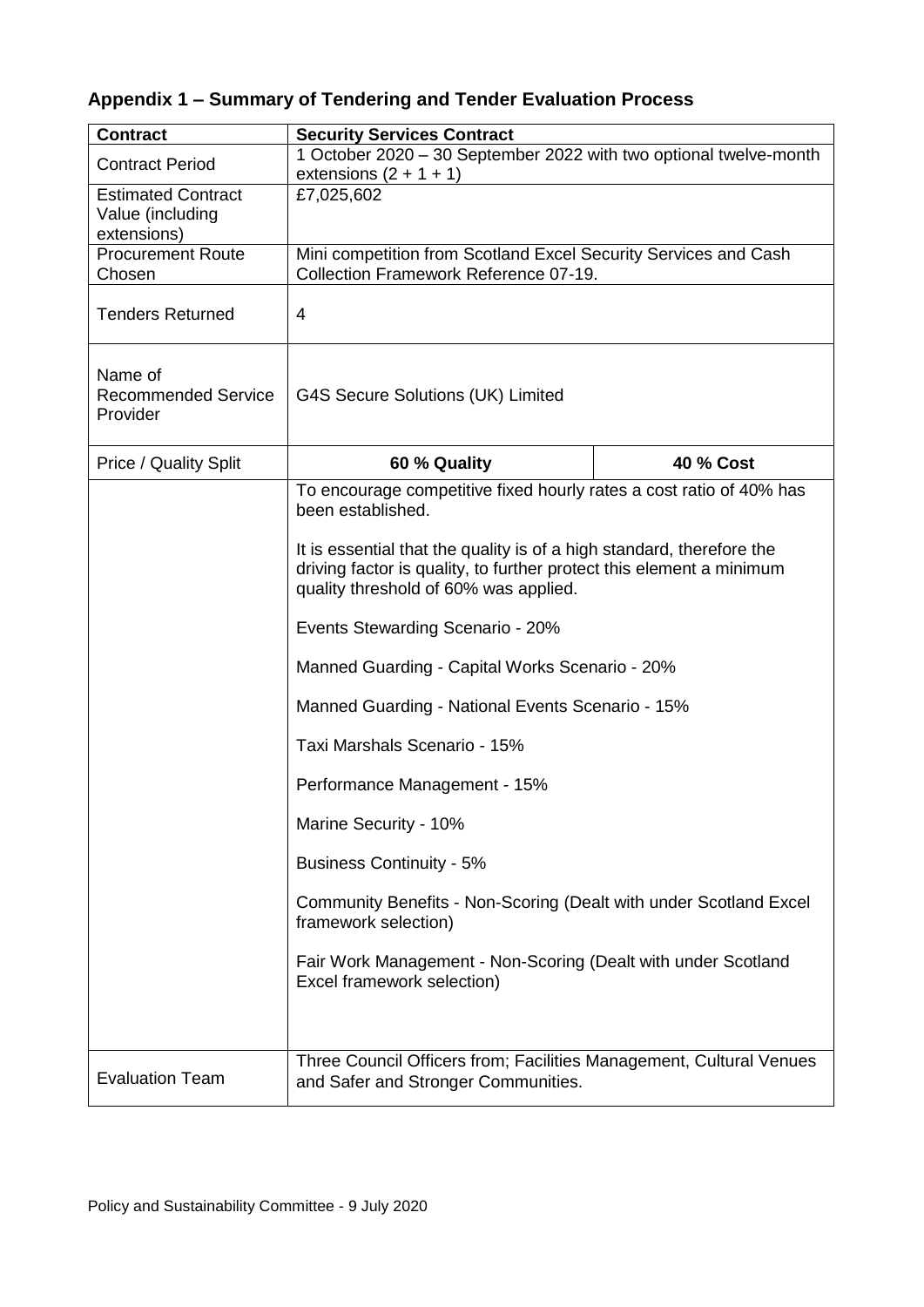## Appendix 1 – Summary of Tendering and Tender Evaluation Process

| Contract | Security Services Contract | |
|---|---|---|
| Contract Period | 1 October 2020 – 30 September 2022 with two optional twelve-month extensions (2 + 1 + 1) | |
| Estimated Contract Value (including extensions) | £7,025,602 | |
| Procurement Route Chosen | Mini competition from Scotland Excel Security Services and Cash Collection Framework Reference 07-19. | |
| Tenders Returned | 4 | |
| Name of Recommended Service Provider | G4S Secure Solutions (UK) Limited | |
| Price / Quality Split | **60 % Quality** | **40 % Cost** |
| | To encourage competitive fixed hourly rates a cost ratio of 40% has been established.<br><br>It is essential that the quality is of a high standard, therefore the driving factor is quality, to further protect this element a minimum quality threshold of 60% was applied.<br><br>Events Stewarding Scenario - 20%<br><br>Manned Guarding - Capital Works Scenario - 20%<br><br>Manned Guarding - National Events Scenario - 15%<br><br>Taxi Marshals Scenario - 15%<br><br>Performance Management - 15%<br><br>Marine Security - 10%<br><br>Business Continuity - 5%<br><br>Community Benefits - Non-Scoring (Dealt with under Scotland Excel framework selection)<br><br>Fair Work Management - Non-Scoring (Dealt with under Scotland Excel framework selection) | |
| Evaluation Team | Three Council Officers from; Facilities Management, Cultural Venues and Safer and Stronger Communities. | |